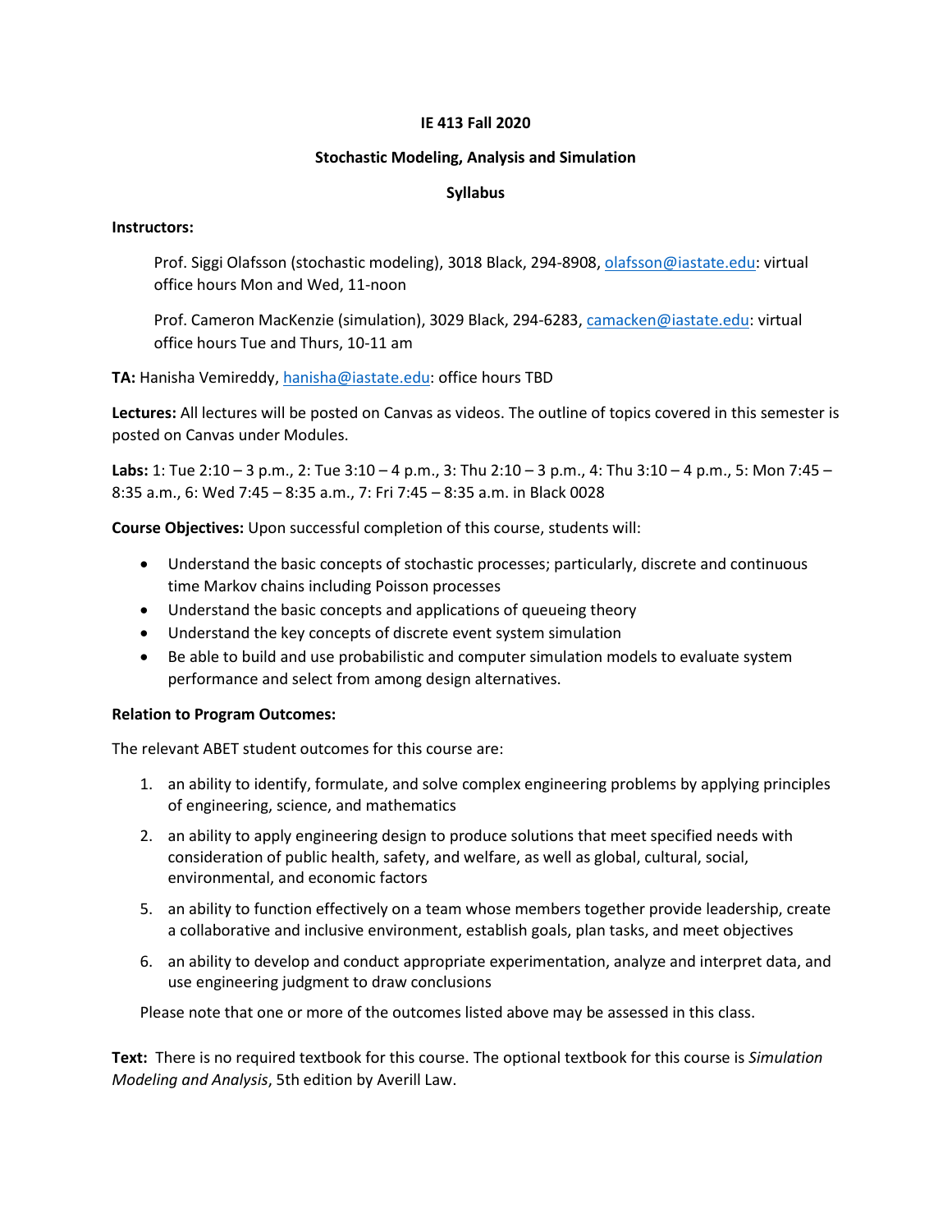# IE 413 Fall 2020

## Stochastic Modeling, Analysis and Simulation

## Syllabus

**Instructors:**

Prof. Siggi Olafsson (stochastic modeling), 3018 Black, 294-8908, olafsson@iastate.edu: virtual office hours Mon and Wed, 11-noon

Prof. Cameron MacKenzie (simulation), 3029 Black, 294-6283, camacken@iastate.edu: virtual office hours Tue and Thurs, 10-11 am

**TA:** Hanisha Vemireddy, hanisha@iastate.edu: office hours TBD

**Lectures:** All lectures will be posted on Canvas as videos. The outline of topics covered in this semester is posted on Canvas under Modules.

**Labs:** 1: Tue 2:10 – 3 p.m., 2: Tue 3:10 – 4 p.m., 3: Thu 2:10 – 3 p.m., 4: Thu 3:10 – 4 p.m., 5: Mon 7:45 – 8:35 a.m., 6: Wed 7:45 – 8:35 a.m., 7: Fri 7:45 – 8:35 a.m. in Black 0028

**Course Objectives:** Upon successful completion of this course, students will:

- Understand the basic concepts of stochastic processes; particularly, discrete and continuous time Markov chains including Poisson processes
- Understand the basic concepts and applications of queueing theory
- Understand the key concepts of discrete event system simulation
- Be able to build and use probabilistic and computer simulation models to evaluate system performance and select from among design alternatives.

**Relation to Program Outcomes:**

The relevant ABET student outcomes for this course are:

1. an ability to identify, formulate, and solve complex engineering problems by applying principles of engineering, science, and mathematics
2. an ability to apply engineering design to produce solutions that meet specified needs with consideration of public health, safety, and welfare, as well as global, cultural, social, environmental, and economic factors
5. an ability to function effectively on a team whose members together provide leadership, create a collaborative and inclusive environment, establish goals, plan tasks, and meet objectives
6. an ability to develop and conduct appropriate experimentation, analyze and interpret data, and use engineering judgment to draw conclusions

Please note that one or more of the outcomes listed above may be assessed in this class.

**Text:** There is no required textbook for this course. The optional textbook for this course is *Simulation Modeling and Analysis*, 5th edition by Averill Law.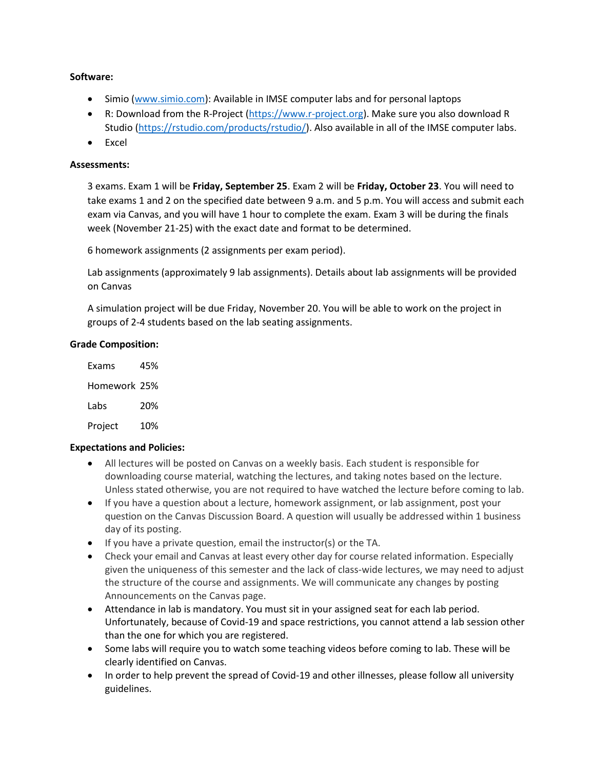**Software:**

- Simio ([www.simio.com](http://www.simio.com)): Available in IMSE computer labs and for personal laptops
- R: Download from the R-Project ([https://www.r-project.org](https://www.r-project.org)). Make sure you also download R Studio ([https://rstudio.com/products/rstudio/](https://rstudio.com/products/rstudio/)). Also available in all of the IMSE computer labs.
- Excel

**Assessments:**

3 exams. Exam 1 will be **Friday, September 25**. Exam 2 will be **Friday, October 23**. You will need to take exams 1 and 2 on the specified date between 9 a.m. and 5 p.m. You will access and submit each exam via Canvas, and you will have 1 hour to complete the exam. Exam 3 will be during the finals week (November 21-25) with the exact date and format to be determined.

6 homework assignments (2 assignments per exam period).

Lab assignments (approximately 9 lab assignments). Details about lab assignments will be provided on Canvas

A simulation project will be due Friday, November 20. You will be able to work on the project in groups of 2-4 students based on the lab seating assignments.

**Grade Composition:**

| | |
|---|---|
| Exams | 45% |
| Homework | 25% |
| Labs | 20% |
| Project | 10% |

**Expectations and Policies:**

- All lectures will be posted on Canvas on a weekly basis. Each student is responsible for downloading course material, watching the lectures, and taking notes based on the lecture. Unless stated otherwise, you are not required to have watched the lecture before coming to lab.
- If you have a question about a lecture, homework assignment, or lab assignment, post your question on the Canvas Discussion Board. A question will usually be addressed within 1 business day of its posting.
- If you have a private question, email the instructor(s) or the TA.
- Check your email and Canvas at least every other day for course related information. Especially given the uniqueness of this semester and the lack of class-wide lectures, we may need to adjust the structure of the course and assignments. We will communicate any changes by posting Announcements on the Canvas page.
- Attendance in lab is mandatory. You must sit in your assigned seat for each lab period. Unfortunately, because of Covid-19 and space restrictions, you cannot attend a lab session other than the one for which you are registered.
- Some labs will require you to watch some teaching videos before coming to lab. These will be clearly identified on Canvas.
- In order to help prevent the spread of Covid-19 and other illnesses, please follow all university guidelines.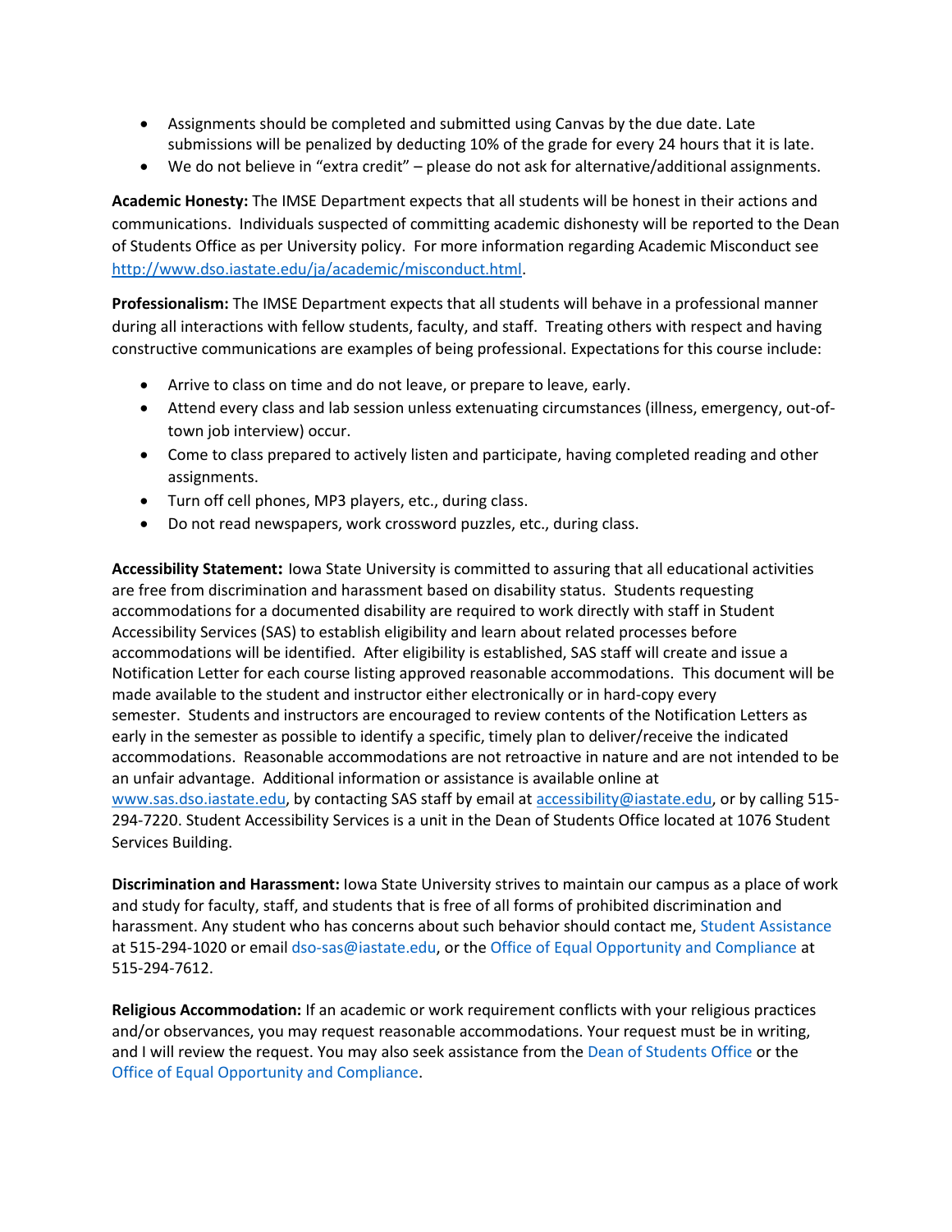- Assignments should be completed and submitted using Canvas by the due date. Late submissions will be penalized by deducting 10% of the grade for every 24 hours that it is late.
- We do not believe in "extra credit" – please do not ask for alternative/additional assignments.

**Academic Honesty:** The IMSE Department expects that all students will be honest in their actions and communications. Individuals suspected of committing academic dishonesty will be reported to the Dean of Students Office as per University policy. For more information regarding Academic Misconduct see http://www.dso.iastate.edu/ja/academic/misconduct.html.

**Professionalism:** The IMSE Department expects that all students will behave in a professional manner during all interactions with fellow students, faculty, and staff. Treating others with respect and having constructive communications are examples of being professional. Expectations for this course include:

- Arrive to class on time and do not leave, or prepare to leave, early.
- Attend every class and lab session unless extenuating circumstances (illness, emergency, out-of-town job interview) occur.
- Come to class prepared to actively listen and participate, having completed reading and other assignments.
- Turn off cell phones, MP3 players, etc., during class.
- Do not read newspapers, work crossword puzzles, etc., during class.

**Accessibility Statement:** Iowa State University is committed to assuring that all educational activities are free from discrimination and harassment based on disability status. Students requesting accommodations for a documented disability are required to work directly with staff in Student Accessibility Services (SAS) to establish eligibility and learn about related processes before accommodations will be identified. After eligibility is established, SAS staff will create and issue a Notification Letter for each course listing approved reasonable accommodations. This document will be made available to the student and instructor either electronically or in hard-copy every semester. Students and instructors are encouraged to review contents of the Notification Letters as early in the semester as possible to identify a specific, timely plan to deliver/receive the indicated accommodations. Reasonable accommodations are not retroactive in nature and are not intended to be an unfair advantage. Additional information or assistance is available online at www.sas.dso.iastate.edu, by contacting SAS staff by email at accessibility@iastate.edu, or by calling 515-294-7220. Student Accessibility Services is a unit in the Dean of Students Office located at 1076 Student Services Building.

**Discrimination and Harassment:** Iowa State University strives to maintain our campus as a place of work and study for faculty, staff, and students that is free of all forms of prohibited discrimination and harassment. Any student who has concerns about such behavior should contact me, Student Assistance at 515-294-1020 or email dso-sas@iastate.edu, or the Office of Equal Opportunity and Compliance at 515-294-7612.

**Religious Accommodation:** If an academic or work requirement conflicts with your religious practices and/or observances, you may request reasonable accommodations. Your request must be in writing, and I will review the request. You may also seek assistance from the Dean of Students Office or the Office of Equal Opportunity and Compliance.